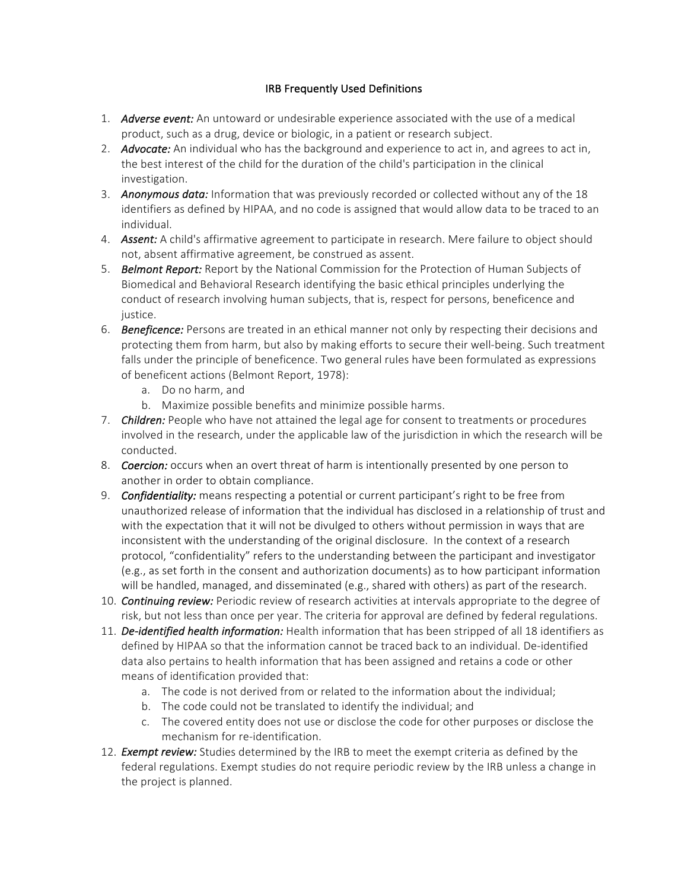# IRB Frequently Used Definitions

1. ***Adverse event:*** An untoward or undesirable experience associated with the use of a medical product, such as a drug, device or biologic, in a patient or research subject.
2. ***Advocate:*** An individual who has the background and experience to act in, and agrees to act in, the best interest of the child for the duration of the child's participation in the clinical investigation.
3. ***Anonymous data:*** Information that was previously recorded or collected without any of the 18 identifiers as defined by HIPAA, and no code is assigned that would allow data to be traced to an individual.
4. ***Assent:*** A child's affirmative agreement to participate in research. Mere failure to object should not, absent affirmative agreement, be construed as assent.
5. ***Belmont Report:*** Report by the National Commission for the Protection of Human Subjects of Biomedical and Behavioral Research identifying the basic ethical principles underlying the conduct of research involving human subjects, that is, respect for persons, beneficence and justice.
6. ***Beneficence:*** Persons are treated in an ethical manner not only by respecting their decisions and protecting them from harm, but also by making efforts to secure their well-being. Such treatment falls under the principle of beneficence. Two general rules have been formulated as expressions of beneficent actions (Belmont Report, 1978):
   a. Do no harm, and
   b. Maximize possible benefits and minimize possible harms.
7. ***Children:*** People who have not attained the legal age for consent to treatments or procedures involved in the research, under the applicable law of the jurisdiction in which the research will be conducted.
8. ***Coercion:*** occurs when an overt threat of harm is intentionally presented by one person to another in order to obtain compliance.
9. ***Confidentiality:*** means respecting a potential or current participant's right to be free from unauthorized release of information that the individual has disclosed in a relationship of trust and with the expectation that it will not be divulged to others without permission in ways that are inconsistent with the understanding of the original disclosure. In the context of a research protocol, "confidentiality" refers to the understanding between the participant and investigator (e.g., as set forth in the consent and authorization documents) as to how participant information will be handled, managed, and disseminated (e.g., shared with others) as part of the research.
10. ***Continuing review:*** Periodic review of research activities at intervals appropriate to the degree of risk, but not less than once per year. The criteria for approval are defined by federal regulations.
11. ***De-identified health information:*** Health information that has been stripped of all 18 identifiers as defined by HIPAA so that the information cannot be traced back to an individual. De-identified data also pertains to health information that has been assigned and retains a code or other means of identification provided that:
    a. The code is not derived from or related to the information about the individual;
    b. The code could not be translated to identify the individual; and
    c. The covered entity does not use or disclose the code for other purposes or disclose the mechanism for re-identification.
12. ***Exempt review:*** Studies determined by the IRB to meet the exempt criteria as defined by the federal regulations. Exempt studies do not require periodic review by the IRB unless a change in the project is planned.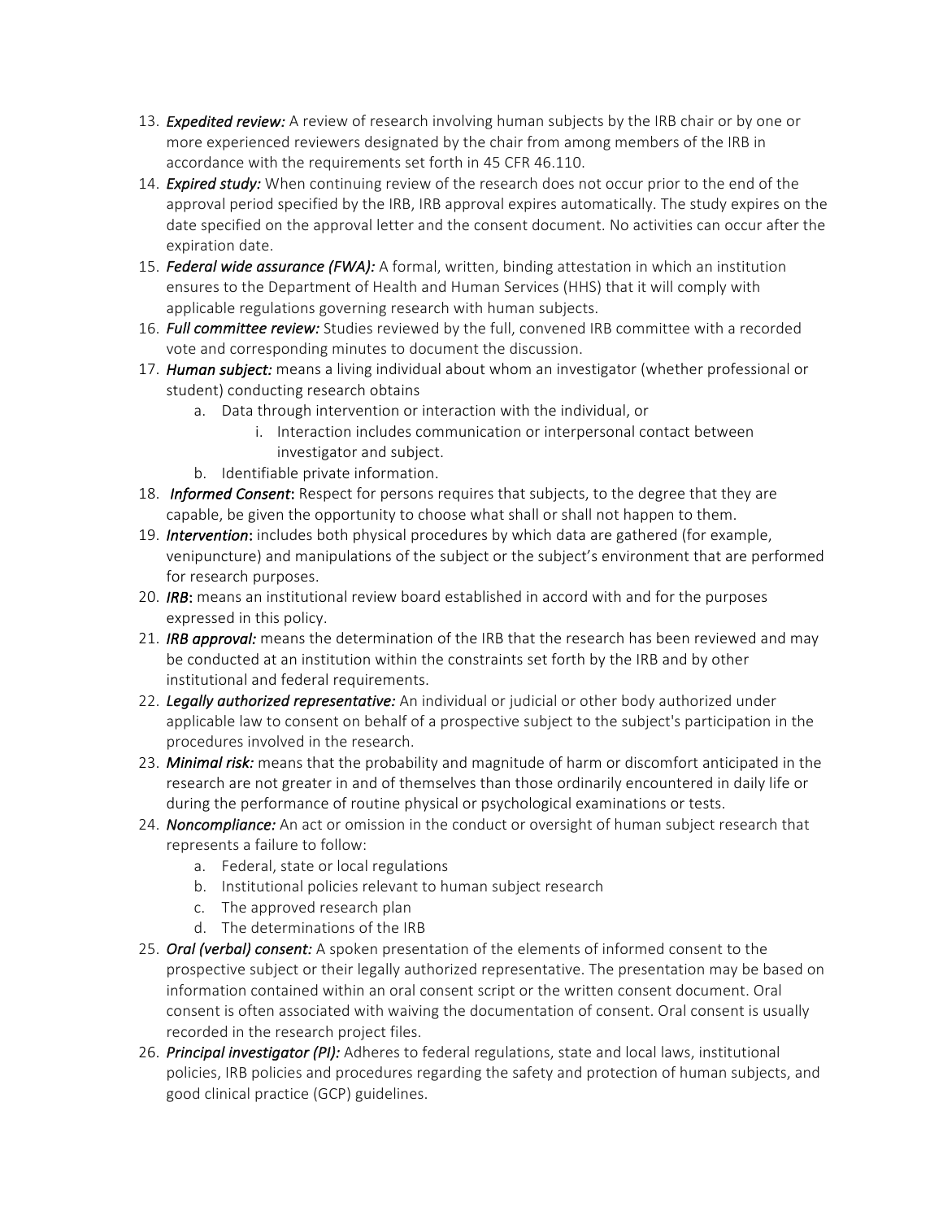13. ***Expedited review:*** A review of research involving human subjects by the IRB chair or by one or more experienced reviewers designated by the chair from among members of the IRB in accordance with the requirements set forth in 45 CFR 46.110.
14. ***Expired study:*** When continuing review of the research does not occur prior to the end of the approval period specified by the IRB, IRB approval expires automatically. The study expires on the date specified on the approval letter and the consent document. No activities can occur after the expiration date.
15. ***Federal wide assurance (FWA):*** A formal, written, binding attestation in which an institution ensures to the Department of Health and Human Services (HHS) that it will comply with applicable regulations governing research with human subjects.
16. ***Full committee review:*** Studies reviewed by the full, convened IRB committee with a recorded vote and corresponding minutes to document the discussion.
17. ***Human subject:*** means a living individual about whom an investigator (whether professional or student) conducting research obtains
    a. Data through intervention or interaction with the individual, or
        i. Interaction includes communication or interpersonal contact between investigator and subject.
    b. Identifiable private information.
18. ***Informed Consent*****:** Respect for persons requires that subjects, to the degree that they are capable, be given the opportunity to choose what shall or shall not happen to them.
19. ***Intervention*****:** includes both physical procedures by which data are gathered (for example, venipuncture) and manipulations of the subject or the subject's environment that are performed for research purposes.
20. ***IRB*****:** means an institutional review board established in accord with and for the purposes expressed in this policy.
21. ***IRB approval:*** means the determination of the IRB that the research has been reviewed and may be conducted at an institution within the constraints set forth by the IRB and by other institutional and federal requirements.
22. ***Legally authorized representative:*** An individual or judicial or other body authorized under applicable law to consent on behalf of a prospective subject to the subject's participation in the procedures involved in the research.
23. ***Minimal risk:*** means that the probability and magnitude of harm or discomfort anticipated in the research are not greater in and of themselves than those ordinarily encountered in daily life or during the performance of routine physical or psychological examinations or tests.
24. ***Noncompliance:*** An act or omission in the conduct or oversight of human subject research that represents a failure to follow:
    a. Federal, state or local regulations
    b. Institutional policies relevant to human subject research
    c. The approved research plan
    d. The determinations of the IRB
25. ***Oral (verbal) consent:*** A spoken presentation of the elements of informed consent to the prospective subject or their legally authorized representative. The presentation may be based on information contained within an oral consent script or the written consent document. Oral consent is often associated with waiving the documentation of consent. Oral consent is usually recorded in the research project files.
26. ***Principal investigator (PI):*** Adheres to federal regulations, state and local laws, institutional policies, IRB policies and procedures regarding the safety and protection of human subjects, and good clinical practice (GCP) guidelines.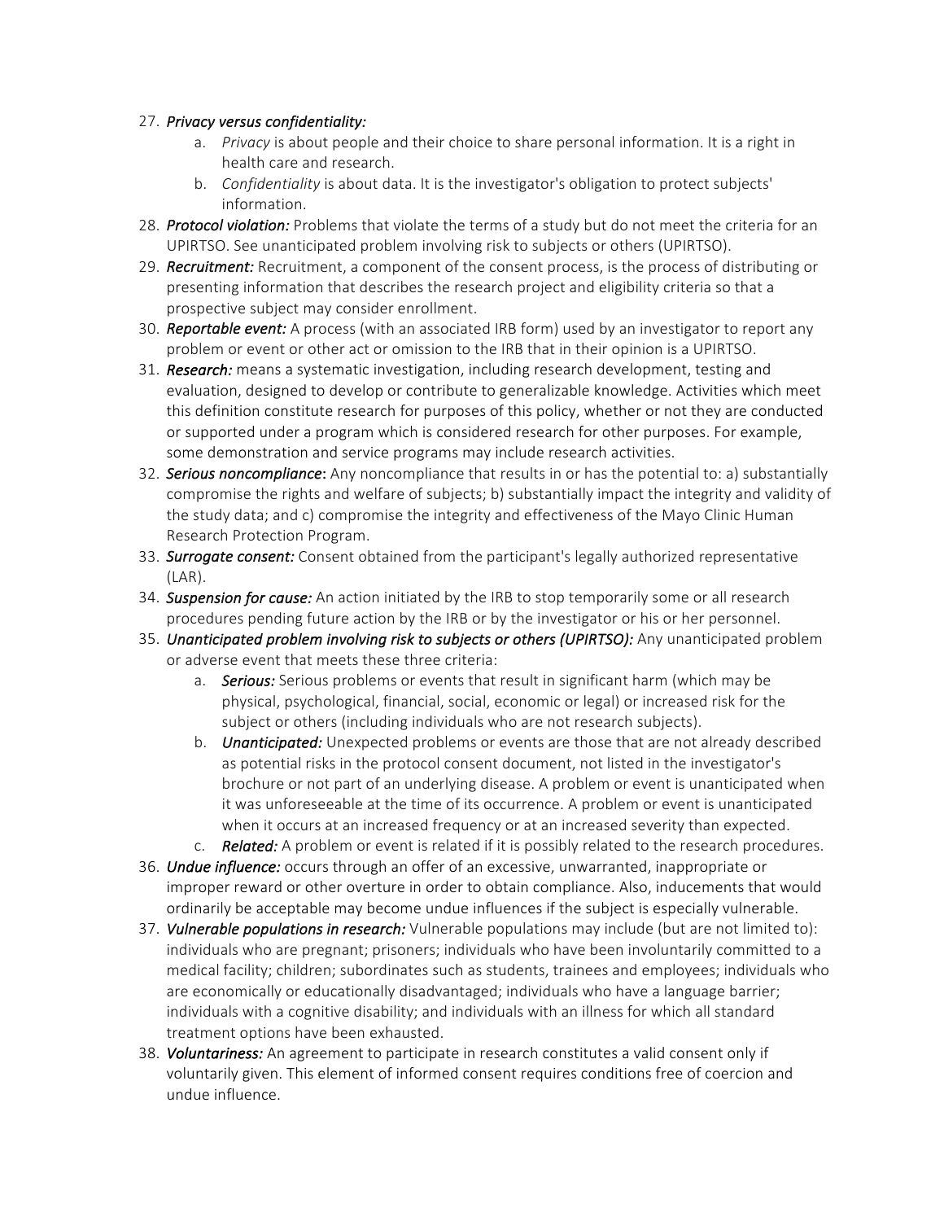27. ***Privacy versus confidentiality:***
    a. *Privacy* is about people and their choice to share personal information. It is a right in health care and research.
    b. *Confidentiality* is about data. It is the investigator's obligation to protect subjects' information.
28. ***Protocol violation:*** Problems that violate the terms of a study but do not meet the criteria for an UPIRTSO. See unanticipated problem involving risk to subjects or others (UPIRTSO).
29. ***Recruitment:*** Recruitment, a component of the consent process, is the process of distributing or presenting information that describes the research project and eligibility criteria so that a prospective subject may consider enrollment.
30. ***Reportable event:*** A process (with an associated IRB form) used by an investigator to report any problem or event or other act or omission to the IRB that in their opinion is a UPIRTSO.
31. ***Research:*** means a systematic investigation, including research development, testing and evaluation, designed to develop or contribute to generalizable knowledge. Activities which meet this definition constitute research for purposes of this policy, whether or not they are conducted or supported under a program which is considered research for other purposes. For example, some demonstration and service programs may include research activities.
32. ***Serious noncompliance*:** Any noncompliance that results in or has the potential to: a) substantially compromise the rights and welfare of subjects; b) substantially impact the integrity and validity of the study data; and c) compromise the integrity and effectiveness of the Mayo Clinic Human Research Protection Program.
33. ***Surrogate consent:*** Consent obtained from the participant's legally authorized representative (LAR).
34. ***Suspension for cause:*** An action initiated by the IRB to stop temporarily some or all research procedures pending future action by the IRB or by the investigator or his or her personnel.
35. ***Unanticipated problem involving risk to subjects or others (UPIRTSO):*** Any unanticipated problem or adverse event that meets these three criteria:
    a. ***Serious:*** Serious problems or events that result in significant harm (which may be physical, psychological, financial, social, economic or legal) or increased risk for the subject or others (including individuals who are not research subjects).
    b. ***Unanticipated:*** Unexpected problems or events are those that are not already described as potential risks in the protocol consent document, not listed in the investigator's brochure or not part of an underlying disease. A problem or event is unanticipated when it was unforeseeable at the time of its occurrence. A problem or event is unanticipated when it occurs at an increased frequency or at an increased severity than expected.
    c. ***Related:*** A problem or event is related if it is possibly related to the research procedures.
36. ***Undue influence:*** occurs through an offer of an excessive, unwarranted, inappropriate or improper reward or other overture in order to obtain compliance. Also, inducements that would ordinarily be acceptable may become undue influences if the subject is especially vulnerable.
37. ***Vulnerable populations in research:*** Vulnerable populations may include (but are not limited to): individuals who are pregnant; prisoners; individuals who have been involuntarily committed to a medical facility; children; subordinates such as students, trainees and employees; individuals who are economically or educationally disadvantaged; individuals who have a language barrier; individuals with a cognitive disability; and individuals with an illness for which all standard treatment options have been exhausted.
38. ***Voluntariness:*** An agreement to participate in research constitutes a valid consent only if voluntarily given. This element of informed consent requires conditions free of coercion and undue influence.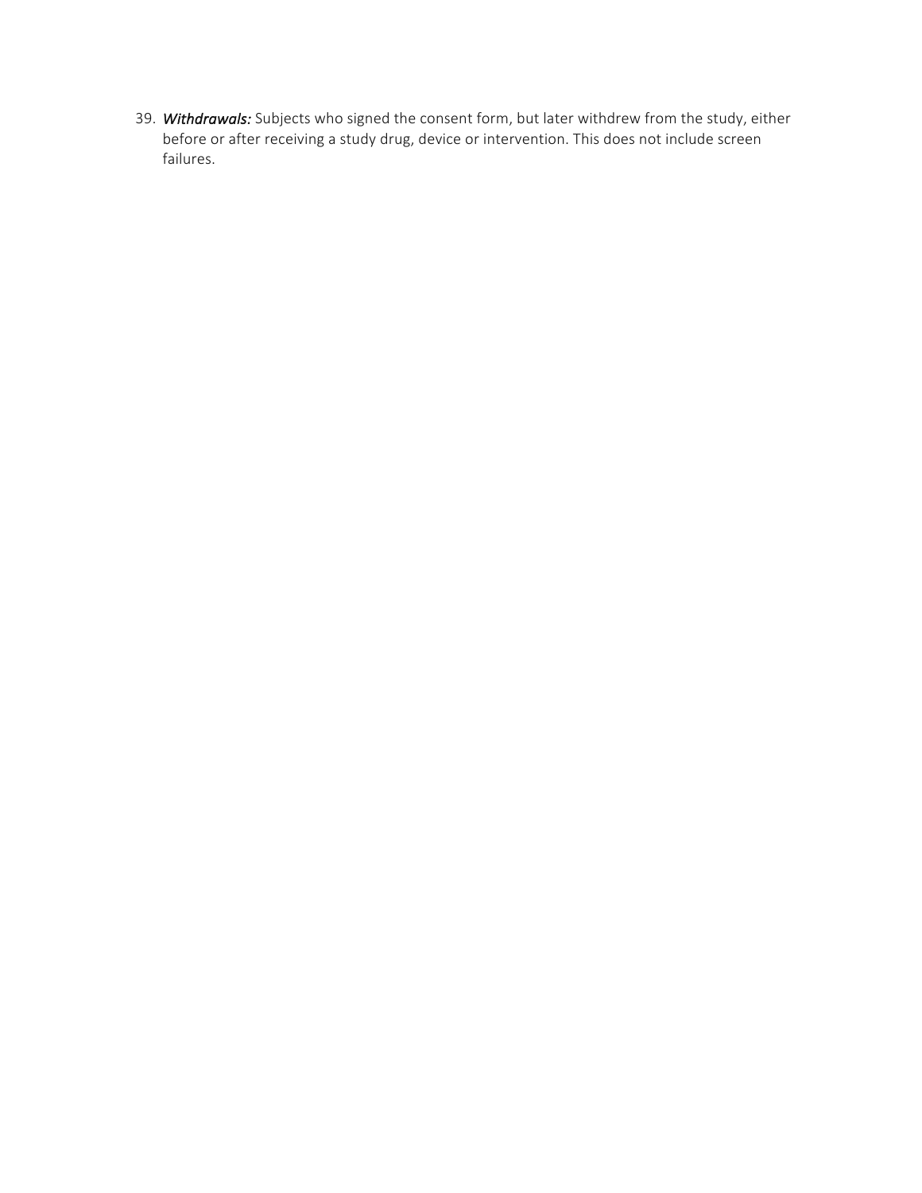39. ***Withdrawals:*** Subjects who signed the consent form, but later withdrew from the study, either before or after receiving a study drug, device or intervention. This does not include screen failures.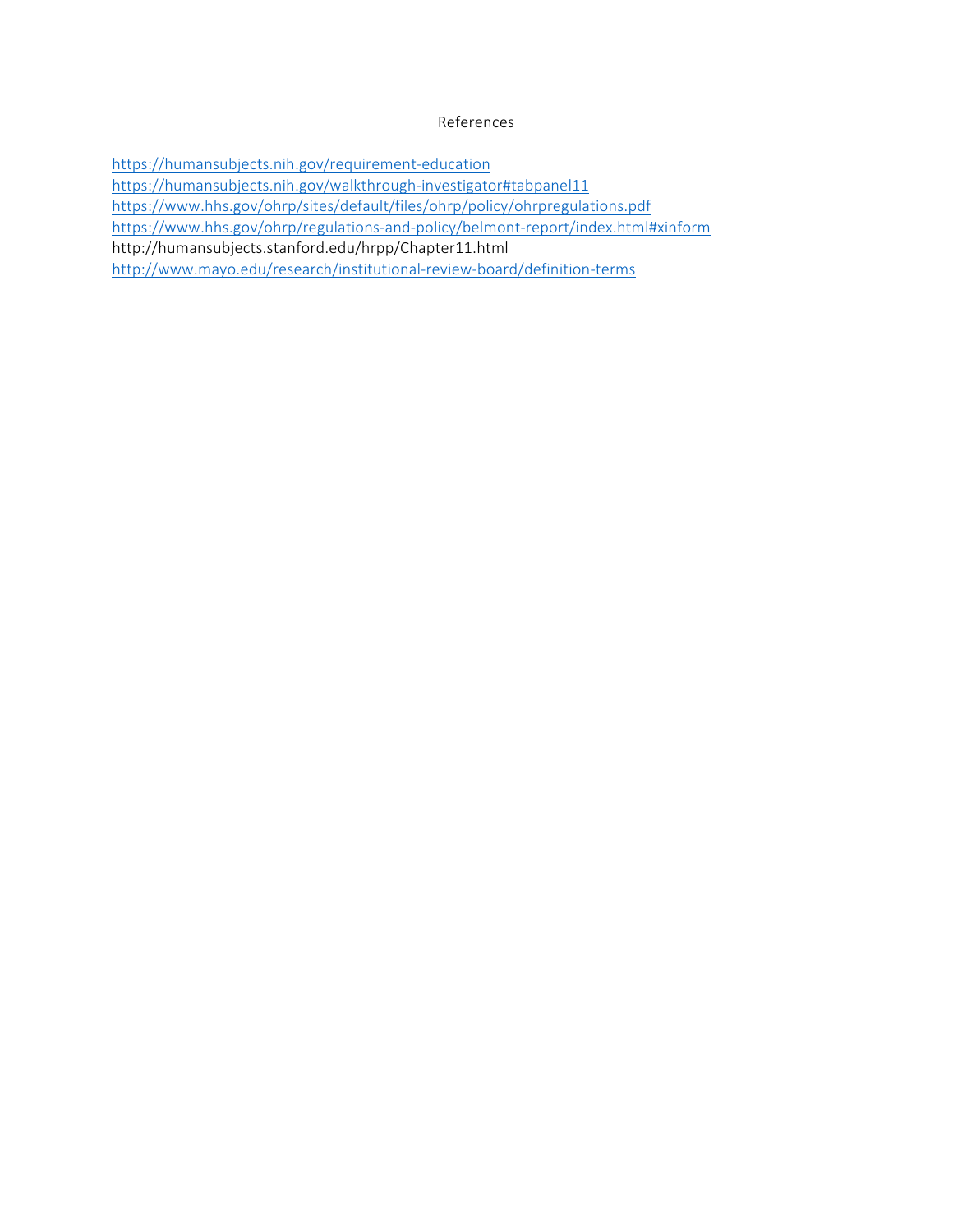# References

https://humansubjects.nih.gov/requirement-education
https://humansubjects.nih.gov/walkthrough-investigator#tabpanel11
https://www.hhs.gov/ohrp/sites/default/files/ohrp/policy/ohrpregulations.pdf
https://www.hhs.gov/ohrp/regulations-and-policy/belmont-report/index.html#xinform
http://humansubjects.stanford.edu/hrpp/Chapter11.html
http://www.mayo.edu/research/institutional-review-board/definition-terms